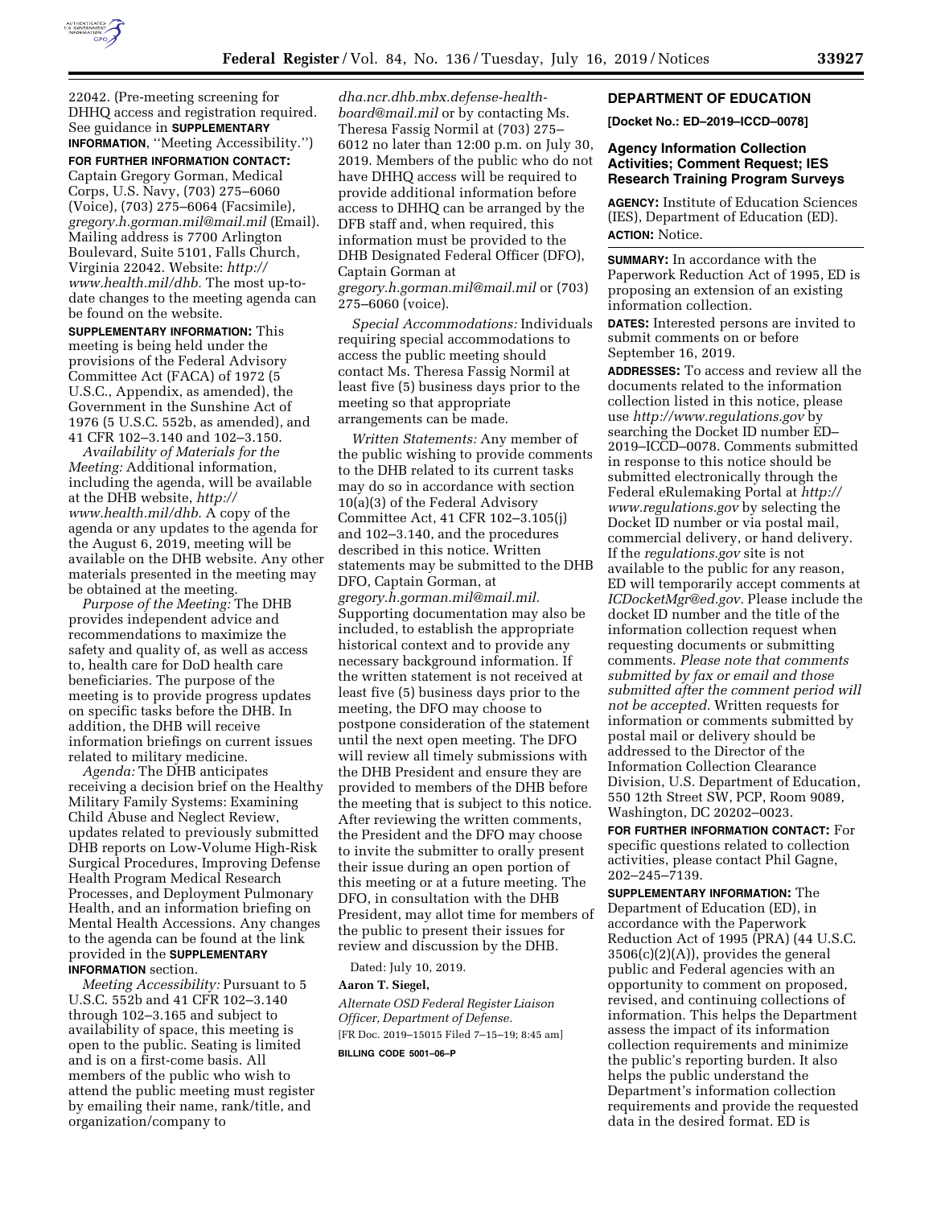22042. (Pre-meeting screening for DHHQ access and registration required. See guidance in **SUPPLEMENTARY INFORMATION**, ''Meeting Accessibility.'')

**FOR FURTHER INFORMATION CONTACT:** Captain Gregory Gorman, Medical Corps, U.S. Navy, (703) 275–6060 (Voice), (703) 275–6064 (Facsimile), *gregory.h.gorman.mil@mail.mil* (Email). Mailing address is 7700 Arlington Boulevard, Suite 5101, Falls Church, Virginia 22042. Website: *http://www.health.mil/dhb.* The most up-to-date changes to the meeting agenda can be found on the website.

**SUPPLEMENTARY INFORMATION:** This meeting is being held under the provisions of the Federal Advisory Committee Act (FACA) of 1972 (5 U.S.C., Appendix, as amended), the Government in the Sunshine Act of 1976 (5 U.S.C. 552b, as amended), and 41 CFR 102–3.140 and 102–3.150.

*Availability of Materials for the Meeting:* Additional information, including the agenda, will be available at the DHB website, *http://www.health.mil/dhb.* A copy of the agenda or any updates to the agenda for the August 6, 2019, meeting will be available on the DHB website. Any other materials presented in the meeting may be obtained at the meeting.

*Purpose of the Meeting:* The DHB provides independent advice and recommendations to maximize the safety and quality of, as well as access to, health care for DoD health care beneficiaries. The purpose of the meeting is to provide progress updates on specific tasks before the DHB. In addition, the DHB will receive information briefings on current issues related to military medicine.

*Agenda:* The DHB anticipates receiving a decision brief on the Healthy Military Family Systems: Examining Child Abuse and Neglect Review, updates related to previously submitted DHB reports on Low-Volume High-Risk Surgical Procedures, Improving Defense Health Program Medical Research Processes, and Deployment Pulmonary Health, and an information briefing on Mental Health Accessions. Any changes to the agenda can be found at the link provided in the **SUPPLEMENTARY INFORMATION** section.

*Meeting Accessibility:* Pursuant to 5 U.S.C. 552b and 41 CFR 102–3.140 through 102–3.165 and subject to availability of space, this meeting is open to the public. Seating is limited and is on a first-come basis. All members of the public who wish to attend the public meeting must register by emailing their name, rank/title, and organization/company to *dha.ncr.dhb.mbx.defense-health-board@mail.mil* or by contacting Ms. Theresa Fassig Normil at (703) 275–6012 no later than 12:00 p.m. on July 30, 2019. Members of the public who do not have DHHQ access will be required to provide additional information before access to DHHQ can be arranged by the DFB staff and, when required, this information must be provided to the DHB Designated Federal Officer (DFO), Captain Gorman at *gregory.h.gorman.mil@mail.mil* or (703) 275–6060 (voice).

*Special Accommodations:* Individuals requiring special accommodations to access the public meeting should contact Ms. Theresa Fassig Normil at least five (5) business days prior to the meeting so that appropriate arrangements can be made.

*Written Statements:* Any member of the public wishing to provide comments to the DHB related to its current tasks may do so in accordance with section 10(a)(3) of the Federal Advisory Committee Act, 41 CFR 102–3.105(j) and 102–3.140, and the procedures described in this notice. Written statements may be submitted to the DHB DFO, Captain Gorman, at *gregory.h.gorman.mil@mail.mil.* Supporting documentation may also be included, to establish the appropriate historical context and to provide any necessary background information. If the written statement is not received at least five (5) business days prior to the meeting, the DFO may choose to postpone consideration of the statement until the next open meeting. The DFO will review all timely submissions with the DHB President and ensure they are provided to members of the DHB before the meeting that is subject to this notice. After reviewing the written comments, the President and the DFO may choose to invite the submitter to orally present their issue during an open portion of this meeting or at a future meeting. The DFO, in consultation with the DHB President, may allot time for members of the public to present their issues for review and discussion by the DHB.

Dated: July 10, 2019.

**Aaron T. Siegel,**

*Alternate OSD Federal Register Liaison Officer, Department of Defense.*

[FR Doc. 2019–15015 Filed 7–15–19; 8:45 am]

**BILLING CODE 5001–06–P**

## DEPARTMENT OF EDUCATION

**[Docket No.: ED–2019–ICCD–0078]**

### Agency Information Collection Activities; Comment Request; IES Research Training Program Surveys

**AGENCY:** Institute of Education Sciences (IES), Department of Education (ED).

**ACTION:** Notice.

**SUMMARY:** In accordance with the Paperwork Reduction Act of 1995, ED is proposing an extension of an existing information collection.

**DATES:** Interested persons are invited to submit comments on or before September 16, 2019.

**ADDRESSES:** To access and review all the documents related to the information collection listed in this notice, please use *http://www.regulations.gov* by searching the Docket ID number ED–2019–ICCD–0078. Comments submitted in response to this notice should be submitted electronically through the Federal eRulemaking Portal at *http://www.regulations.gov* by selecting the Docket ID number or via postal mail, commercial delivery, or hand delivery. If the *regulations.gov* site is not available to the public for any reason, ED will temporarily accept comments at *ICDocketMgr@ed.gov.* Please include the docket ID number and the title of the information collection request when requesting documents or submitting comments. *Please note that comments submitted by fax or email and those submitted after the comment period will not be accepted.* Written requests for information or comments submitted by postal mail or delivery should be addressed to the Director of the Information Collection Clearance Division, U.S. Department of Education, 550 12th Street SW, PCP, Room 9089, Washington, DC 20202–0023.

**FOR FURTHER INFORMATION CONTACT:** For specific questions related to collection activities, please contact Phil Gagne, 202–245–7139.

**SUPPLEMENTARY INFORMATION:** The Department of Education (ED), in accordance with the Paperwork Reduction Act of 1995 (PRA) (44 U.S.C. 3506(c)(2)(A)), provides the general public and Federal agencies with an opportunity to comment on proposed, revised, and continuing collections of information. This helps the Department assess the impact of its information collection requirements and minimize the public's reporting burden. It also helps the public understand the Department's information collection requirements and provide the requested data in the desired format. ED is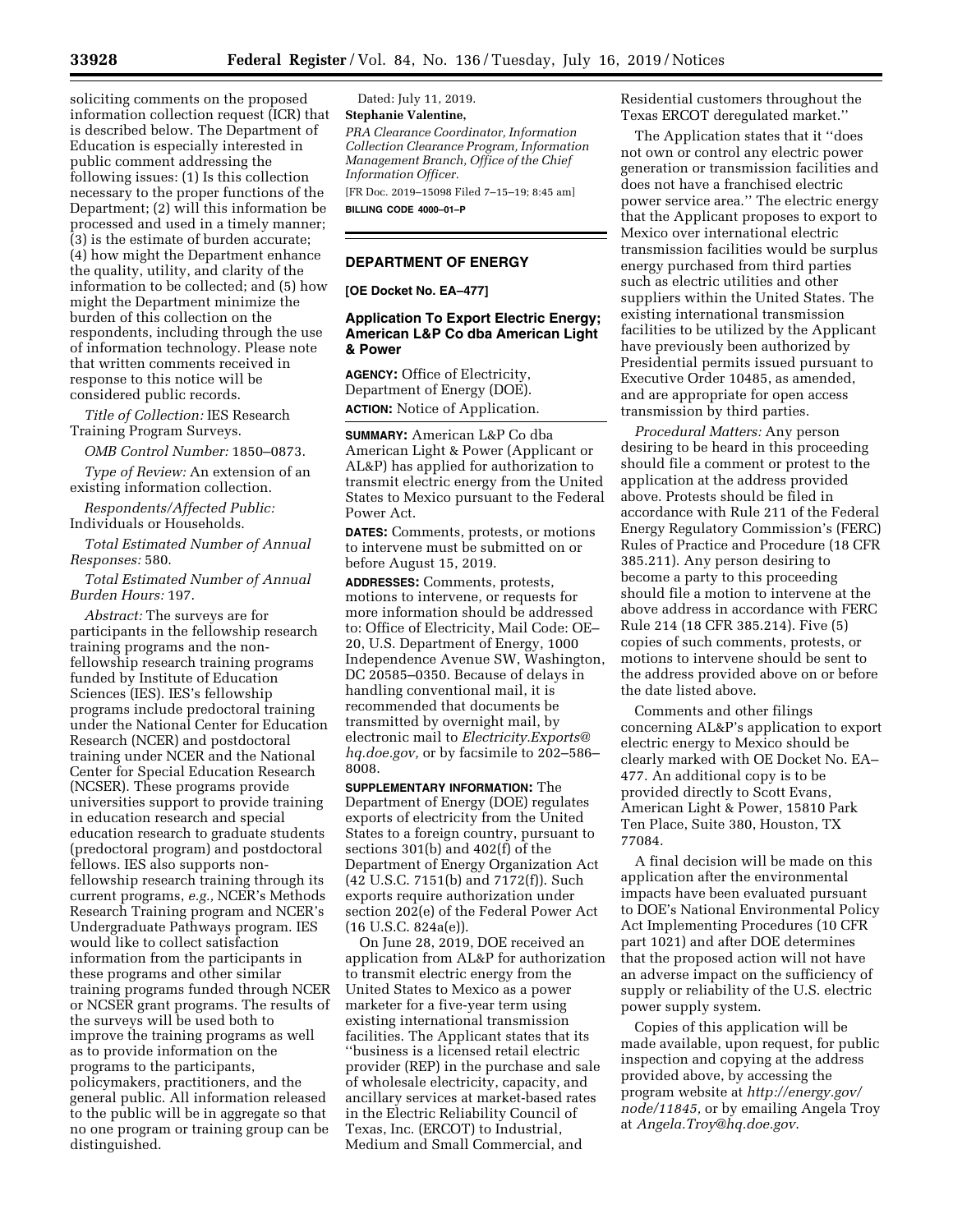soliciting comments on the proposed information collection request (ICR) that is described below. The Department of Education is especially interested in public comment addressing the following issues: (1) Is this collection necessary to the proper functions of the Department; (2) will this information be processed and used in a timely manner; (3) is the estimate of burden accurate; (4) how might the Department enhance the quality, utility, and clarity of the information to be collected; and (5) how might the Department minimize the burden of this collection on the respondents, including through the use of information technology. Please note that written comments received in response to this notice will be considered public records.

*Title of Collection:* IES Research Training Program Surveys.

*OMB Control Number:* 1850–0873.

*Type of Review:* An extension of an existing information collection.

*Respondents/Affected Public:* Individuals or Households.

*Total Estimated Number of Annual Responses:* 580.

*Total Estimated Number of Annual Burden Hours:* 197.

*Abstract:* The surveys are for participants in the fellowship research training programs and the non-fellowship research training programs funded by Institute of Education Sciences (IES). IES's fellowship programs include predoctoral training under the National Center for Education Research (NCER) and postdoctoral training under NCER and the National Center for Special Education Research (NCSER). These programs provide universities support to provide training in education research and special education research to graduate students (predoctoral program) and postdoctoral fellows. IES also supports non-fellowship research training through its current programs, *e.g.,* NCER's Methods Research Training program and NCER's Undergraduate Pathways program. IES would like to collect satisfaction information from the participants in these programs and other similar training programs funded through NCER or NCSER grant programs. The results of the surveys will be used both to improve the training programs as well as to provide information on the programs to the participants, policymakers, practitioners, and the general public. All information released to the public will be in aggregate so that no one program or training group can be distinguished.

Dated: July 11, 2019.

**Stephanie Valentine,**

*PRA Clearance Coordinator, Information Collection Clearance Program, Information Management Branch, Office of the Chief Information Officer.*

[FR Doc. 2019–15098 Filed 7–15–19; 8:45 am]

**BILLING CODE 4000–01–P**

## DEPARTMENT OF ENERGY

**[OE Docket No. EA–477]**

### Application To Export Electric Energy; American L&P Co dba American Light & Power

**AGENCY:** Office of Electricity, Department of Energy (DOE).

**ACTION:** Notice of Application.

**SUMMARY:** American L&P Co dba American Light & Power (Applicant or AL&P) has applied for authorization to transmit electric energy from the United States to Mexico pursuant to the Federal Power Act.

**DATES:** Comments, protests, or motions to intervene must be submitted on or before August 15, 2019.

**ADDRESSES:** Comments, protests, motions to intervene, or requests for more information should be addressed to: Office of Electricity, Mail Code: OE–20, U.S. Department of Energy, 1000 Independence Avenue SW, Washington, DC 20585–0350. Because of delays in handling conventional mail, it is recommended that documents be transmitted by overnight mail, by electronic mail to *Electricity.Exports@hq.doe.gov,* or by facsimile to 202–586–8008.

**SUPPLEMENTARY INFORMATION:** The Department of Energy (DOE) regulates exports of electricity from the United States to a foreign country, pursuant to sections 301(b) and 402(f) of the Department of Energy Organization Act (42 U.S.C. 7151(b) and 7172(f)). Such exports require authorization under section 202(e) of the Federal Power Act (16 U.S.C. 824a(e)).

On June 28, 2019, DOE received an application from AL&P for authorization to transmit electric energy from the United States to Mexico as a power marketer for a five-year term using existing international transmission facilities. The Applicant states that its ''business is a licensed retail electric provider (REP) in the purchase and sale of wholesale electricity, capacity, and ancillary services at market-based rates in the Electric Reliability Council of Texas, Inc. (ERCOT) to Industrial, Medium and Small Commercial, and Residential customers throughout the Texas ERCOT deregulated market.''

The Application states that it ''does not own or control any electric power generation or transmission facilities and does not have a franchised electric power service area.'' The electric energy that the Applicant proposes to export to Mexico over international electric transmission facilities would be surplus energy purchased from third parties such as electric utilities and other suppliers within the United States. The existing international transmission facilities to be utilized by the Applicant have previously been authorized by Presidential permits issued pursuant to Executive Order 10485, as amended, and are appropriate for open access transmission by third parties.

*Procedural Matters:* Any person desiring to be heard in this proceeding should file a comment or protest to the application at the address provided above. Protests should be filed in accordance with Rule 211 of the Federal Energy Regulatory Commission's (FERC) Rules of Practice and Procedure (18 CFR 385.211). Any person desiring to become a party to this proceeding should file a motion to intervene at the above address in accordance with FERC Rule 214 (18 CFR 385.214). Five (5) copies of such comments, protests, or motions to intervene should be sent to the address provided above on or before the date listed above.

Comments and other filings concerning AL&P's application to export electric energy to Mexico should be clearly marked with OE Docket No. EA–477. An additional copy is to be provided directly to Scott Evans, American Light & Power, 15810 Park Ten Place, Suite 380, Houston, TX 77084.

A final decision will be made on this application after the environmental impacts have been evaluated pursuant to DOE's National Environmental Policy Act Implementing Procedures (10 CFR part 1021) and after DOE determines that the proposed action will not have an adverse impact on the sufficiency of supply or reliability of the U.S. electric power supply system.

Copies of this application will be made available, upon request, for public inspection and copying at the address provided above, by accessing the program website at *http://energy.gov/node/11845,* or by emailing Angela Troy at *Angela.Troy@hq.doe.gov*.